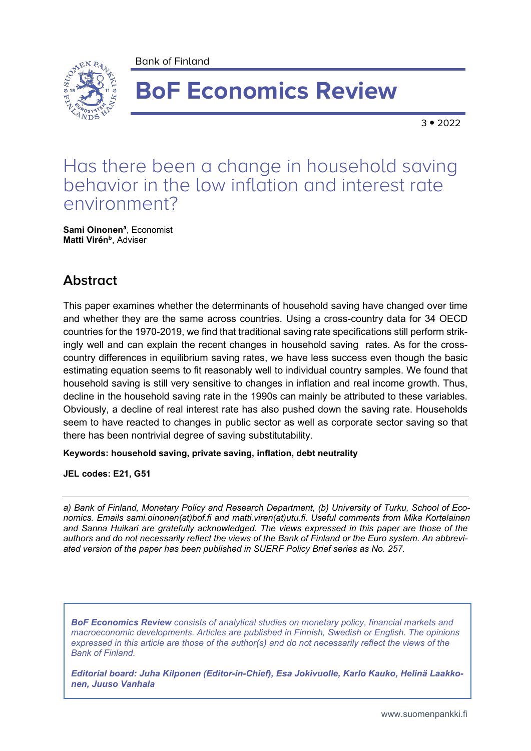Bank of Finland

# BoF Economics Review

3 • 2022

## Has there been a change in household saving behavior in the low inflation and interest rate environment?

**Sami Oinonen**[a], Economist
**Matti Virén**[b], Adviser

## Abstract

This paper examines whether the determinants of household saving have changed over time and whether they are the same across countries. Using a cross-country data for 34 OECD countries for the 1970-2019, we find that traditional saving rate specifications still perform strikingly well and can explain the recent changes in household saving rates. As for the cross-country differences in equilibrium saving rates, we have less success even though the basic estimating equation seems to fit reasonably well to individual country samples. We found that household saving is still very sensitive to changes in inflation and real income growth. Thus, decline in the household saving rate in the 1990s can mainly be attributed to these variables. Obviously, a decline of real interest rate has also pushed down the saving rate. Households seem to have reacted to changes in public sector as well as corporate sector saving so that there has been nontrivial degree of saving substitutability.

**Keywords: household saving, private saving, inflation, debt neutrality**

**JEL codes: E21, G51**

---

*a) Bank of Finland, Monetary Policy and Research Department, (b) University of Turku, School of Economics. Emails sami.oinonen(at)bof.fi and matti.viren(at)utu.fi. Useful comments from Mika Kortelainen and Sanna Huikari are gratefully acknowledged. The views expressed in this paper are those of the authors and do not necessarily reflect the views of the Bank of Finland or the Euro system. An abbreviated version of the paper has been published in SUERF Policy Brief series as No. 257.*

***BoF Economics Review** consists of analytical studies on monetary policy, financial markets and macroeconomic developments. Articles are published in Finnish, Swedish or English. The opinions expressed in this article are those of the author(s) and do not necessarily reflect the views of the Bank of Finland.*

***Editorial board: Juha Kilponen (Editor-in-Chief), Esa Jokivuolle, Karlo Kauko, Helinä Laakkonen, Juuso Vanhala***

www.suomenpankki.fi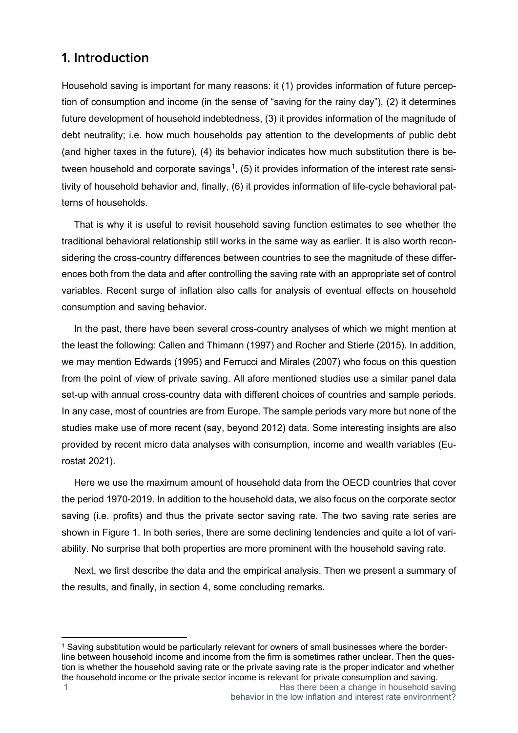## 1. Introduction

Household saving is important for many reasons: it (1) provides information of future perception of consumption and income (in the sense of "saving for the rainy day"), (2) it determines future development of household indebtedness, (3) it provides information of the magnitude of debt neutrality; i.e. how much households pay attention to the developments of public debt (and higher taxes in the future), (4) its behavior indicates how much substitution there is between household and corporate savings[1], (5) it provides information of the interest rate sensitivity of household behavior and, finally, (6) it provides information of life-cycle behavioral patterns of households.

That is why it is useful to revisit household saving function estimates to see whether the traditional behavioral relationship still works in the same way as earlier. It is also worth reconsidering the cross-country differences between countries to see the magnitude of these differences both from the data and after controlling the saving rate with an appropriate set of control variables. Recent surge of inflation also calls for analysis of eventual effects on household consumption and saving behavior.

In the past, there have been several cross-country analyses of which we might mention at the least the following: Callen and Thimann (1997) and Rocher and Stierle (2015). In addition, we may mention Edwards (1995) and Ferrucci and Mirales (2007) who focus on this question from the point of view of private saving. All afore mentioned studies use a similar panel data set-up with annual cross-country data with different choices of countries and sample periods. In any case, most of countries are from Europe. The sample periods vary more but none of the studies make use of more recent (say, beyond 2012) data. Some interesting insights are also provided by recent micro data analyses with consumption, income and wealth variables (Eurostat 2021).

Here we use the maximum amount of household data from the OECD countries that cover the period 1970-2019. In addition to the household data, we also focus on the corporate sector saving (i.e. profits) and thus the private sector saving rate. The two saving rate series are shown in Figure 1. In both series, there are some declining tendencies and quite a lot of variability. No surprise that both properties are more prominent with the household saving rate.

Next, we first describe the data and the empirical analysis. Then we present a summary of the results, and finally, in section 4, some concluding remarks.

[1] Saving substitution would be particularly relevant for owners of small businesses where the borderline between household income and income from the firm is sometimes rather unclear. Then the question is whether the household saving rate or the private saving rate is the proper indicator and whether the household income or the private sector income is relevant for private consumption and saving.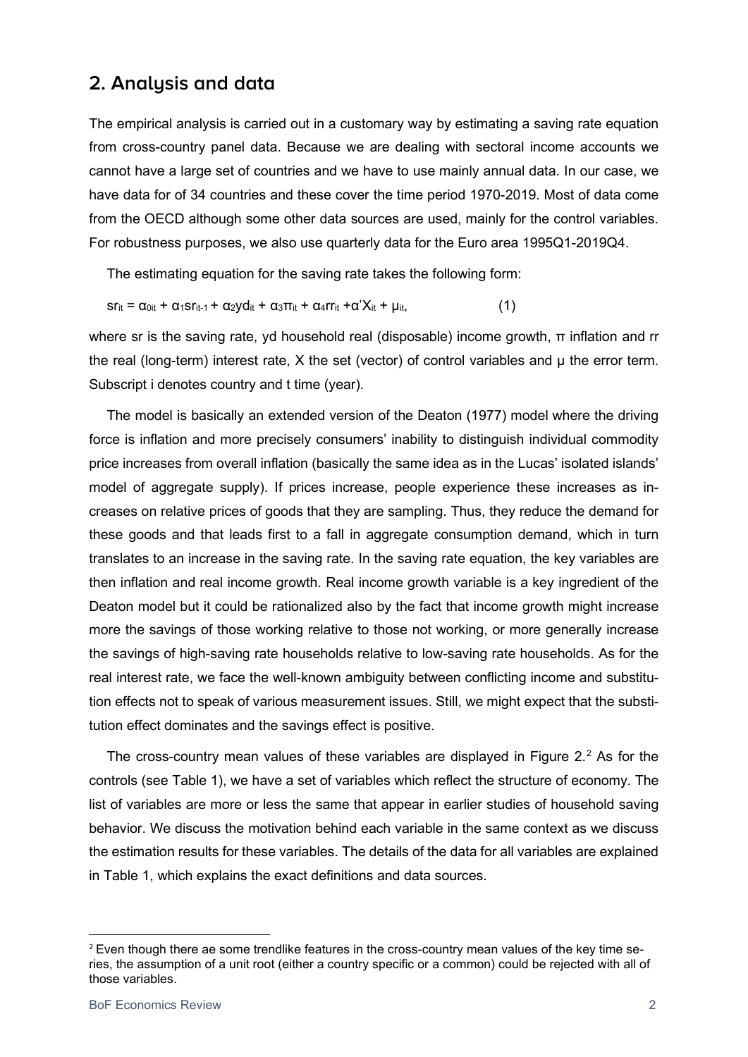## 2. Analysis and data

The empirical analysis is carried out in a customary way by estimating a saving rate equation from cross-country panel data. Because we are dealing with sectoral income accounts we cannot have a large set of countries and we have to use mainly annual data. In our case, we have data for of 34 countries and these cover the time period 1970-2019. Most of data come from the OECD although some other data sources are used, mainly for the control variables. For robustness purposes, we also use quarterly data for the Euro area 1995Q1-2019Q4.

The estimating equation for the saving rate takes the following form:

$$sr_{it} = \alpha_{0it} + \alpha_1 sr_{it-1} + \alpha_2 yd_{it} + \alpha_3 \pi_{it} + \alpha_4 rr_{it} + \alpha' X_{it} + \mu_{it}, \qquad (1)$$

where sr is the saving rate, yd household real (disposable) income growth, $\pi$ inflation and rr the real (long-term) interest rate, X the set (vector) of control variables and $\mu$ the error term. Subscript i denotes country and t time (year).

The model is basically an extended version of the Deaton (1977) model where the driving force is inflation and more precisely consumers' inability to distinguish individual commodity price increases from overall inflation (basically the same idea as in the Lucas' isolated islands' model of aggregate supply). If prices increase, people experience these increases as increases on relative prices of goods that they are sampling. Thus, they reduce the demand for these goods and that leads first to a fall in aggregate consumption demand, which in turn translates to an increase in the saving rate. In the saving rate equation, the key variables are then inflation and real income growth. Real income growth variable is a key ingredient of the Deaton model but it could be rationalized also by the fact that income growth might increase more the savings of those working relative to those not working, or more generally increase the savings of high-saving rate households relative to low-saving rate households. As for the real interest rate, we face the well-known ambiguity between conflicting income and substitution effects not to speak of various measurement issues. Still, we might expect that the substitution effect dominates and the savings effect is positive.

The cross-country mean values of these variables are displayed in Figure 2.[2] As for the controls (see Table 1), we have a set of variables which reflect the structure of economy. The list of variables are more or less the same that appear in earlier studies of household saving behavior. We discuss the motivation behind each variable in the same context as we discuss the estimation results for these variables. The details of the data for all variables are explained in Table 1, which explains the exact definitions and data sources.

---

[2] Even though there ae some trendlike features in the cross-country mean values of the key time series, the assumption of a unit root (either a country specific or a common) could be rejected with all of those variables.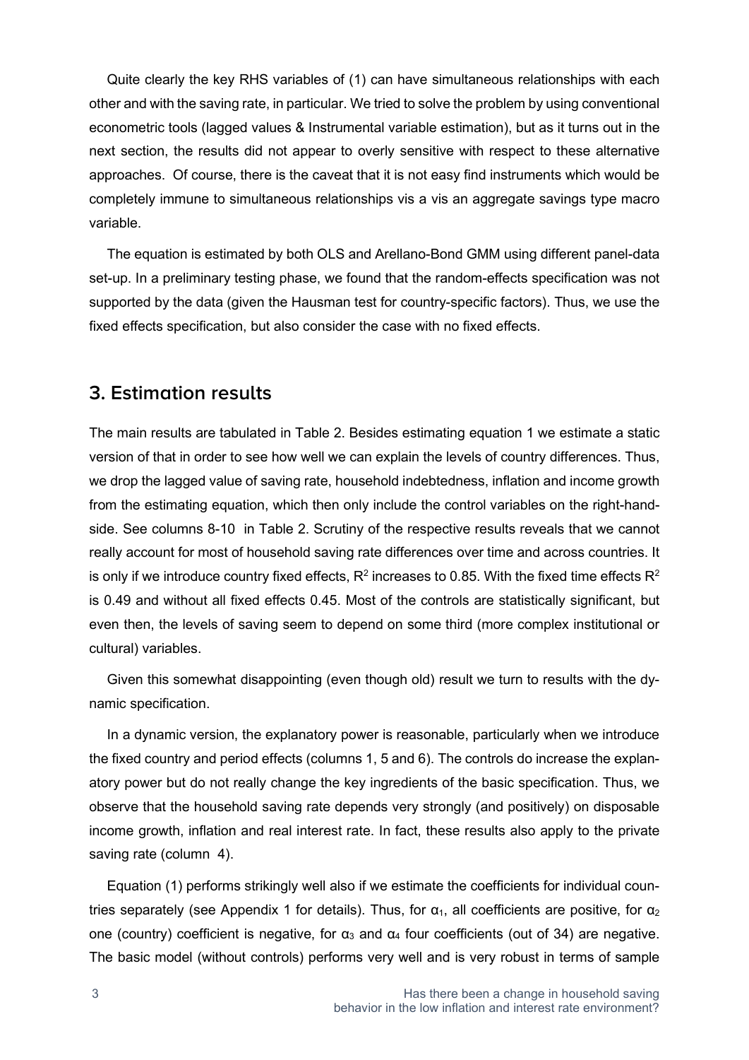Quite clearly the key RHS variables of (1) can have simultaneous relationships with each other and with the saving rate, in particular. We tried to solve the problem by using conventional econometric tools (lagged values & Instrumental variable estimation), but as it turns out in the next section, the results did not appear to overly sensitive with respect to these alternative approaches. Of course, there is the caveat that it is not easy find instruments which would be completely immune to simultaneous relationships vis a vis an aggregate savings type macro variable.

The equation is estimated by both OLS and Arellano-Bond GMM using different panel-data set-up. In a preliminary testing phase, we found that the random-effects specification was not supported by the data (given the Hausman test for country-specific factors). Thus, we use the fixed effects specification, but also consider the case with no fixed effects.

## 3. Estimation results

The main results are tabulated in Table 2. Besides estimating equation 1 we estimate a static version of that in order to see how well we can explain the levels of country differences. Thus, we drop the lagged value of saving rate, household indebtedness, inflation and income growth from the estimating equation, which then only include the control variables on the right-hand-side. See columns 8-10 in Table 2. Scrutiny of the respective results reveals that we cannot really account for most of household saving rate differences over time and across countries. It is only if we introduce country fixed effects, $R^2$ increases to 0.85. With the fixed time effects $R^2$ is 0.49 and without all fixed effects 0.45. Most of the controls are statistically significant, but even then, the levels of saving seem to depend on some third (more complex institutional or cultural) variables.

Given this somewhat disappointing (even though old) result we turn to results with the dynamic specification.

In a dynamic version, the explanatory power is reasonable, particularly when we introduce the fixed country and period effects (columns 1, 5 and 6). The controls do increase the explanatory power but do not really change the key ingredients of the basic specification. Thus, we observe that the household saving rate depends very strongly (and positively) on disposable income growth, inflation and real interest rate. In fact, these results also apply to the private saving rate (column 4).

Equation (1) performs strikingly well also if we estimate the coefficients for individual countries separately (see Appendix 1 for details). Thus, for $\alpha_1$, all coefficients are positive, for $\alpha_2$ one (country) coefficient is negative, for $\alpha_3$ and $\alpha_4$ four coefficients (out of 34) are negative. The basic model (without controls) performs very well and is very robust in terms of sample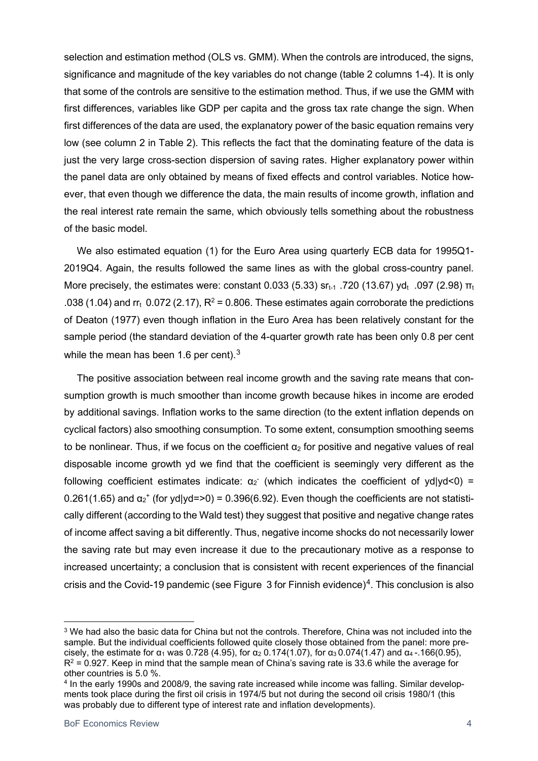selection and estimation method (OLS vs. GMM). When the controls are introduced, the signs, significance and magnitude of the key variables do not change (table 2 columns 1-4). It is only that some of the controls are sensitive to the estimation method. Thus, if we use the GMM with first differences, variables like GDP per capita and the gross tax rate change the sign. When first differences of the data are used, the explanatory power of the basic equation remains very low (see column 2 in Table 2). This reflects the fact that the dominating feature of the data is just the very large cross-section dispersion of saving rates. Higher explanatory power within the panel data are only obtained by means of fixed effects and control variables. Notice however, that even though we difference the data, the main results of income growth, inflation and the real interest rate remain the same, which obviously tells something about the robustness of the basic model.

We also estimated equation (1) for the Euro Area using quarterly ECB data for 1995Q1-2019Q4. Again, the results followed the same lines as with the global cross-country panel. More precisely, the estimates were: constant 0.033 (5.33) $sr_{t-1}$ .720 (13.67) $yd_t$ .097 (2.98) $\pi_t$ .038 (1.04) and $rr_t$ 0.072 (2.17), $R^2 = 0.806$. These estimates again corroborate the predictions of Deaton (1977) even though inflation in the Euro Area has been relatively constant for the sample period (the standard deviation of the 4-quarter growth rate has been only 0.8 per cent while the mean has been 1.6 per cent).[3]

The positive association between real income growth and the saving rate means that consumption growth is much smoother than income growth because hikes in income are eroded by additional savings. Inflation works to the same direction (to the extent inflation depends on cyclical factors) also smoothing consumption. To some extent, consumption smoothing seems to be nonlinear. Thus, if we focus on the coefficient $\alpha_2$ for positive and negative values of real disposable income growth yd we find that the coefficient is seemingly very different as the following coefficient estimates indicate: $\alpha_2^-$ (which indicates the coefficient of $yd|yd<0$) = 0.261(1.65) and $\alpha_2^+$ (for $yd|yd=>0$) = 0.396(6.92). Even though the coefficients are not statistically different (according to the Wald test) they suggest that positive and negative change rates of income affect saving a bit differently. Thus, negative income shocks do not necessarily lower the saving rate but may even increase it due to the precautionary motive as a response to increased uncertainty; a conclusion that is consistent with recent experiences of the financial crisis and the Covid-19 pandemic (see Figure 3 for Finnish evidence)[4]. This conclusion is also

---

[3] We had also the basic data for China but not the controls. Therefore, China was not included into the sample. But the individual coefficients followed quite closely those obtained from the panel: more precisely, the estimate for $\alpha_1$ was 0.728 (4.95), for $\alpha_2$ 0.174(1.07), for $\alpha_3$ 0.074(1.47) and $\alpha_4$ -.166(0.95), $R^2 = 0.927$. Keep in mind that the sample mean of China's saving rate is 33.6 while the average for other countries is 5.0 %.

[4] In the early 1990s and 2008/9, the saving rate increased while income was falling. Similar developments took place during the first oil crisis in 1974/5 but not during the second oil crisis 1980/1 (this was probably due to different type of interest rate and inflation developments).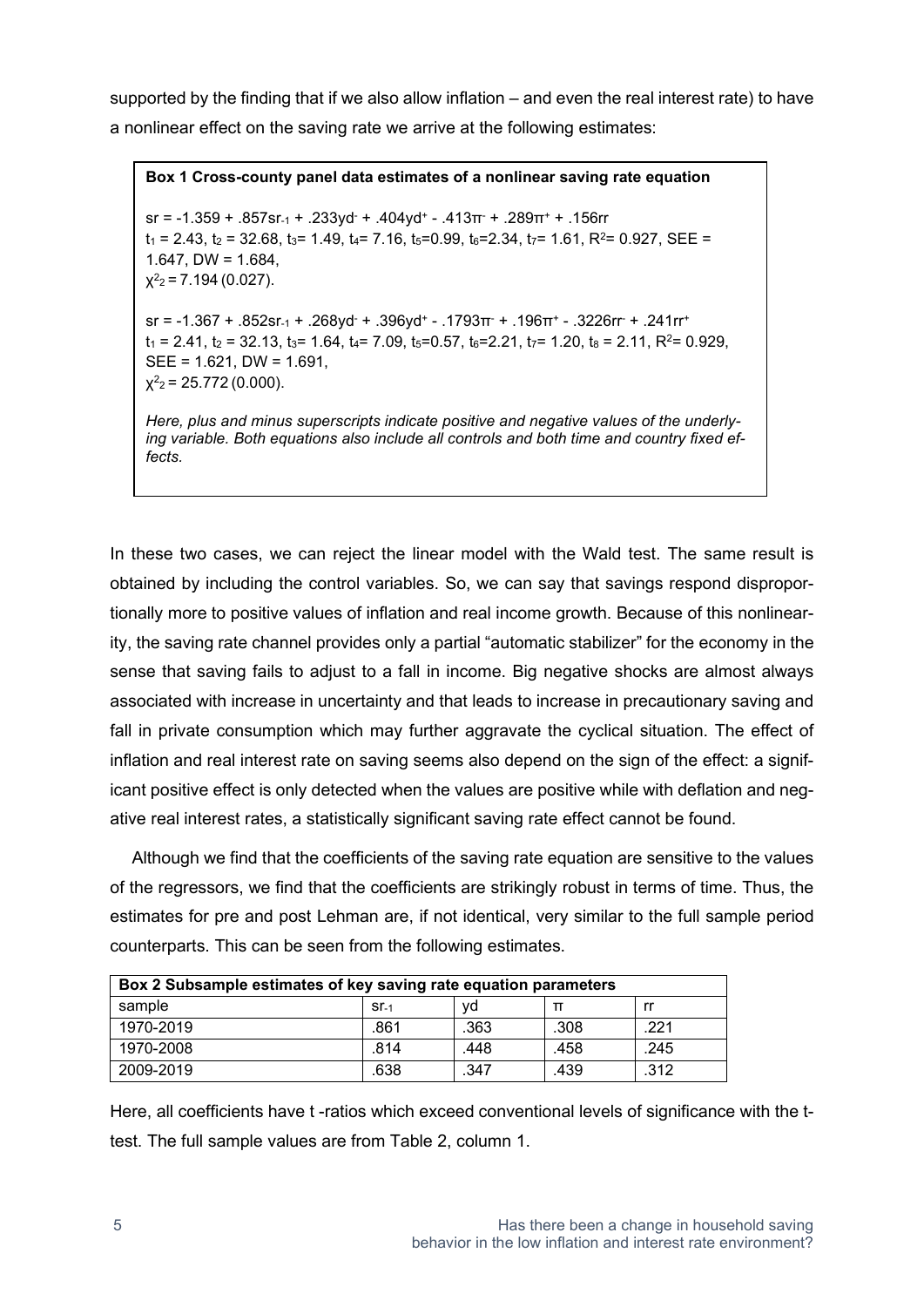supported by the finding that if we also allow inflation – and even the real interest rate) to have a nonlinear effect on the saving rate we arrive at the following estimates:

**Box 1 Cross-county panel data estimates of a nonlinear saving rate equation**

$sr = -1.359 + .857sr_{-1} + .233yd^{-} + .404yd^{+} - .413\pi^{-} + .289\pi^{+} + .156rr$
$t_1 = 2.43$, $t_2 = 32.68$, $t_3 = 1.49$, $t_4 = 7.16$, $t_5 = 0.99$, $t_6 = 2.34$, $t_7 = 1.61$, $R^2 = 0.927$, SEE = 1.647, DW = 1.684,
$\chi^2_2 = 7.194\ (0.027)$.

$sr = -1.367 + .852sr_{-1} + .268yd^{-} + .396yd^{+} - .1793\pi^{-} + .196\pi^{+} - .3226rr^{-} + .241rr^{+}$
$t_1 = 2.41$, $t_2 = 32.13$, $t_3 = 1.64$, $t_4 = 7.09$, $t_5 = 0.57$, $t_6 = 2.21$, $t_7 = 1.20$, $t_8 = 2.11$, $R^2 = 0.929$, SEE = 1.621, DW = 1.691,
$\chi^2_2 = 25.772\ (0.000)$.

*Here, plus and minus superscripts indicate positive and negative values of the underlying variable. Both equations also include all controls and both time and country fixed effects.*

In these two cases, we can reject the linear model with the Wald test. The same result is obtained by including the control variables. So, we can say that savings respond disproportionally more to positive values of inflation and real income growth. Because of this nonlinearity, the saving rate channel provides only a partial "automatic stabilizer" for the economy in the sense that saving fails to adjust to a fall in income. Big negative shocks are almost always associated with increase in uncertainty and that leads to increase in precautionary saving and fall in private consumption which may further aggravate the cyclical situation. The effect of inflation and real interest rate on saving seems also depend on the sign of the effect: a significant positive effect is only detected when the values are positive while with deflation and negative real interest rates, a statistically significant saving rate effect cannot be found.

Although we find that the coefficients of the saving rate equation are sensitive to the values of the regressors, we find that the coefficients are strikingly robust in terms of time. Thus, the estimates for pre and post Lehman are, if not identical, very similar to the full sample period counterparts. This can be seen from the following estimates.

| **Box 2 Subsample estimates of key saving rate equation parameters** | | | | |
|---|---|---|---|---|
| sample | $sr_{-1}$ | yd | $\pi$ | rr |
| 1970-2019 | .861 | .363 | .308 | .221 |
| 1970-2008 | .814 | .448 | .458 | .245 |
| 2009-2019 | .638 | .347 | .439 | .312 |

Here, all coefficients have t -ratios which exceed conventional levels of significance with the t-test. The full sample values are from Table 2, column 1.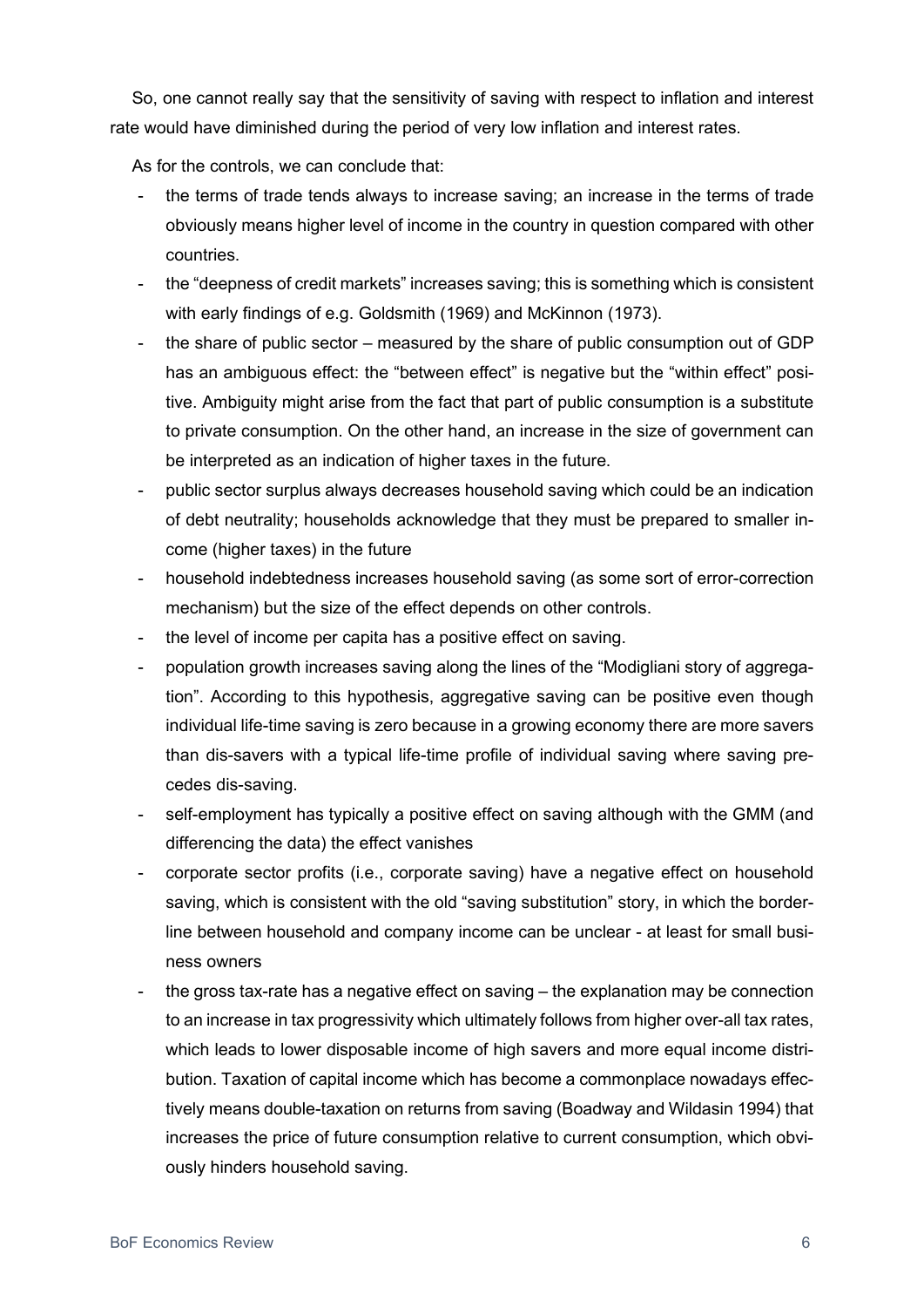So, one cannot really say that the sensitivity of saving with respect to inflation and interest rate would have diminished during the period of very low inflation and interest rates.

As for the controls, we can conclude that:

- the terms of trade tends always to increase saving; an increase in the terms of trade obviously means higher level of income in the country in question compared with other countries.
- the "deepness of credit markets" increases saving; this is something which is consistent with early findings of e.g. Goldsmith (1969) and McKinnon (1973).
- the share of public sector – measured by the share of public consumption out of GDP has an ambiguous effect: the "between effect" is negative but the "within effect" positive. Ambiguity might arise from the fact that part of public consumption is a substitute to private consumption. On the other hand, an increase in the size of government can be interpreted as an indication of higher taxes in the future.
- public sector surplus always decreases household saving which could be an indication of debt neutrality; households acknowledge that they must be prepared to smaller income (higher taxes) in the future
- household indebtedness increases household saving (as some sort of error-correction mechanism) but the size of the effect depends on other controls.
- the level of income per capita has a positive effect on saving.
- population growth increases saving along the lines of the "Modigliani story of aggregation". According to this hypothesis, aggregative saving can be positive even though individual life-time saving is zero because in a growing economy there are more savers than dis-savers with a typical life-time profile of individual saving where saving precedes dis-saving.
- self-employment has typically a positive effect on saving although with the GMM (and differencing the data) the effect vanishes
- corporate sector profits (i.e., corporate saving) have a negative effect on household saving, which is consistent with the old "saving substitution" story, in which the borderline between household and company income can be unclear - at least for small business owners
- the gross tax-rate has a negative effect on saving – the explanation may be connection to an increase in tax progressivity which ultimately follows from higher over-all tax rates, which leads to lower disposable income of high savers and more equal income distribution. Taxation of capital income which has become a commonplace nowadays effectively means double-taxation on returns from saving (Boadway and Wildasin 1994) that increases the price of future consumption relative to current consumption, which obviously hinders household saving.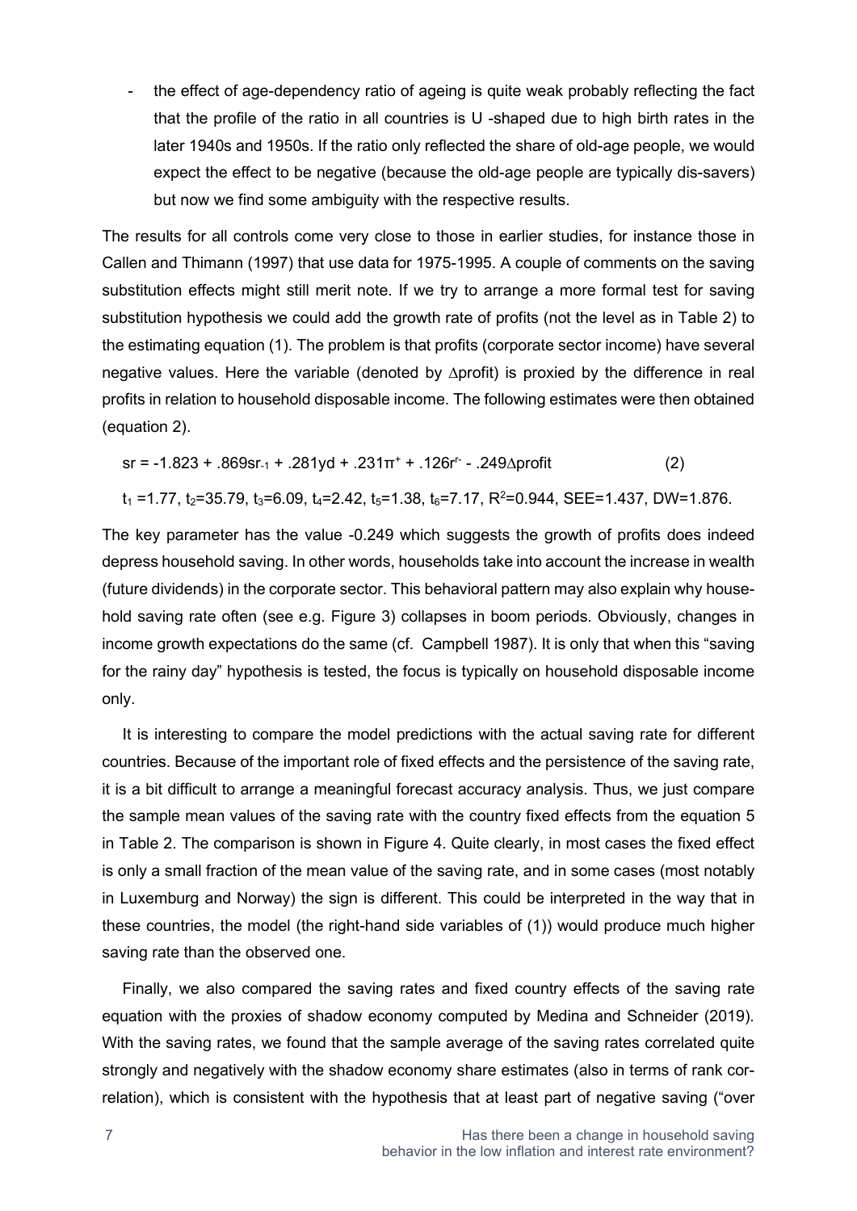- the effect of age-dependency ratio of ageing is quite weak probably reflecting the fact that the profile of the ratio in all countries is U -shaped due to high birth rates in the later 1940s and 1950s. If the ratio only reflected the share of old-age people, we would expect the effect to be negative (because the old-age people are typically dis-savers) but now we find some ambiguity with the respective results.

The results for all controls come very close to those in earlier studies, for instance those in Callen and Thimann (1997) that use data for 1975-1995. A couple of comments on the saving substitution effects might still merit note. If we try to arrange a more formal test for saving substitution hypothesis we could add the growth rate of profits (not the level as in Table 2) to the estimating equation (1). The problem is that profits (corporate sector income) have several negative values. Here the variable (denoted by $\Delta$profit) is proxied by the difference in real profits in relation to household disposable income. The following estimates were then obtained (equation 2).

$$sr = -1.823 + .869sr_{-1} + .281yd + .231\pi^{+} + .126r^{r-} - .249\Delta profit \qquad (2)$$

$t_1$ =1.77, $t_2$=35.79, $t_3$=6.09, $t_4$=2.42, $t_5$=1.38, $t_6$=7.17, $R^2$=0.944, SEE=1.437, DW=1.876.

The key parameter has the value -0.249 which suggests the growth of profits does indeed depress household saving. In other words, households take into account the increase in wealth (future dividends) in the corporate sector. This behavioral pattern may also explain why household saving rate often (see e.g. Figure 3) collapses in boom periods. Obviously, changes in income growth expectations do the same (cf. Campbell 1987). It is only that when this "saving for the rainy day" hypothesis is tested, the focus is typically on household disposable income only.

It is interesting to compare the model predictions with the actual saving rate for different countries. Because of the important role of fixed effects and the persistence of the saving rate, it is a bit difficult to arrange a meaningful forecast accuracy analysis. Thus, we just compare the sample mean values of the saving rate with the country fixed effects from the equation 5 in Table 2. The comparison is shown in Figure 4. Quite clearly, in most cases the fixed effect is only a small fraction of the mean value of the saving rate, and in some cases (most notably in Luxemburg and Norway) the sign is different. This could be interpreted in the way that in these countries, the model (the right-hand side variables of (1)) would produce much higher saving rate than the observed one.

Finally, we also compared the saving rates and fixed country effects of the saving rate equation with the proxies of shadow economy computed by Medina and Schneider (2019). With the saving rates, we found that the sample average of the saving rates correlated quite strongly and negatively with the shadow economy share estimates (also in terms of rank correlation), which is consistent with the hypothesis that at least part of negative saving ("over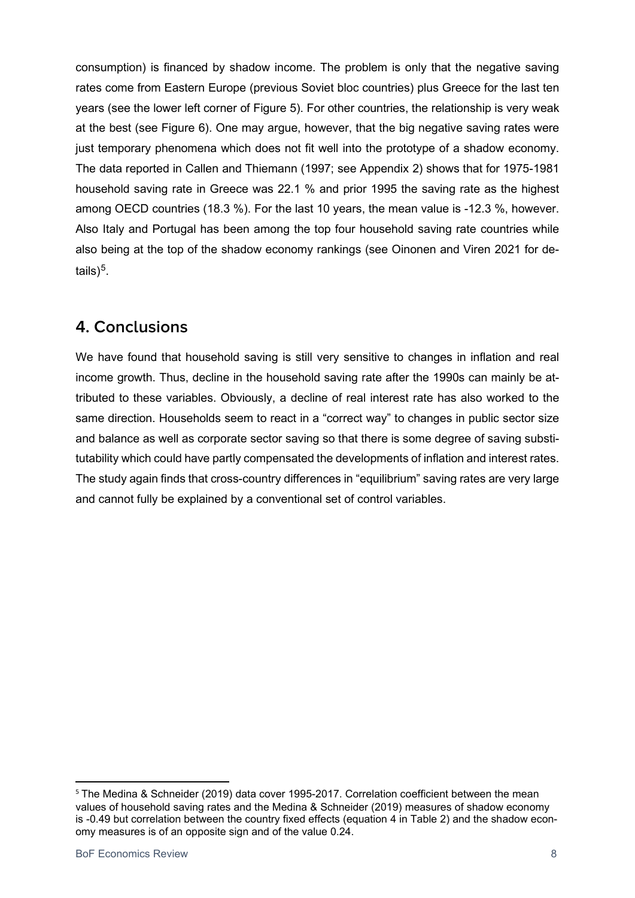consumption) is financed by shadow income. The problem is only that the negative saving rates come from Eastern Europe (previous Soviet bloc countries) plus Greece for the last ten years (see the lower left corner of Figure 5). For other countries, the relationship is very weak at the best (see Figure 6). One may argue, however, that the big negative saving rates were just temporary phenomena which does not fit well into the prototype of a shadow economy. The data reported in Callen and Thiemann (1997; see Appendix 2) shows that for 1975-1981 household saving rate in Greece was 22.1 % and prior 1995 the saving rate as the highest among OECD countries (18.3 %). For the last 10 years, the mean value is -12.3 %, however. Also Italy and Portugal has been among the top four household saving rate countries while also being at the top of the shadow economy rankings (see Oinonen and Viren 2021 for details)[5].

## 4. Conclusions

We have found that household saving is still very sensitive to changes in inflation and real income growth. Thus, decline in the household saving rate after the 1990s can mainly be attributed to these variables. Obviously, a decline of real interest rate has also worked to the same direction. Households seem to react in a "correct way" to changes in public sector size and balance as well as corporate sector saving so that there is some degree of saving substitutability which could have partly compensated the developments of inflation and interest rates. The study again finds that cross-country differences in "equilibrium" saving rates are very large and cannot fully be explained by a conventional set of control variables.

---

[5] The Medina & Schneider (2019) data cover 1995-2017. Correlation coefficient between the mean values of household saving rates and the Medina & Schneider (2019) measures of shadow economy is -0.49 but correlation between the country fixed effects (equation 4 in Table 2) and the shadow economy measures is of an opposite sign and of the value 0.24.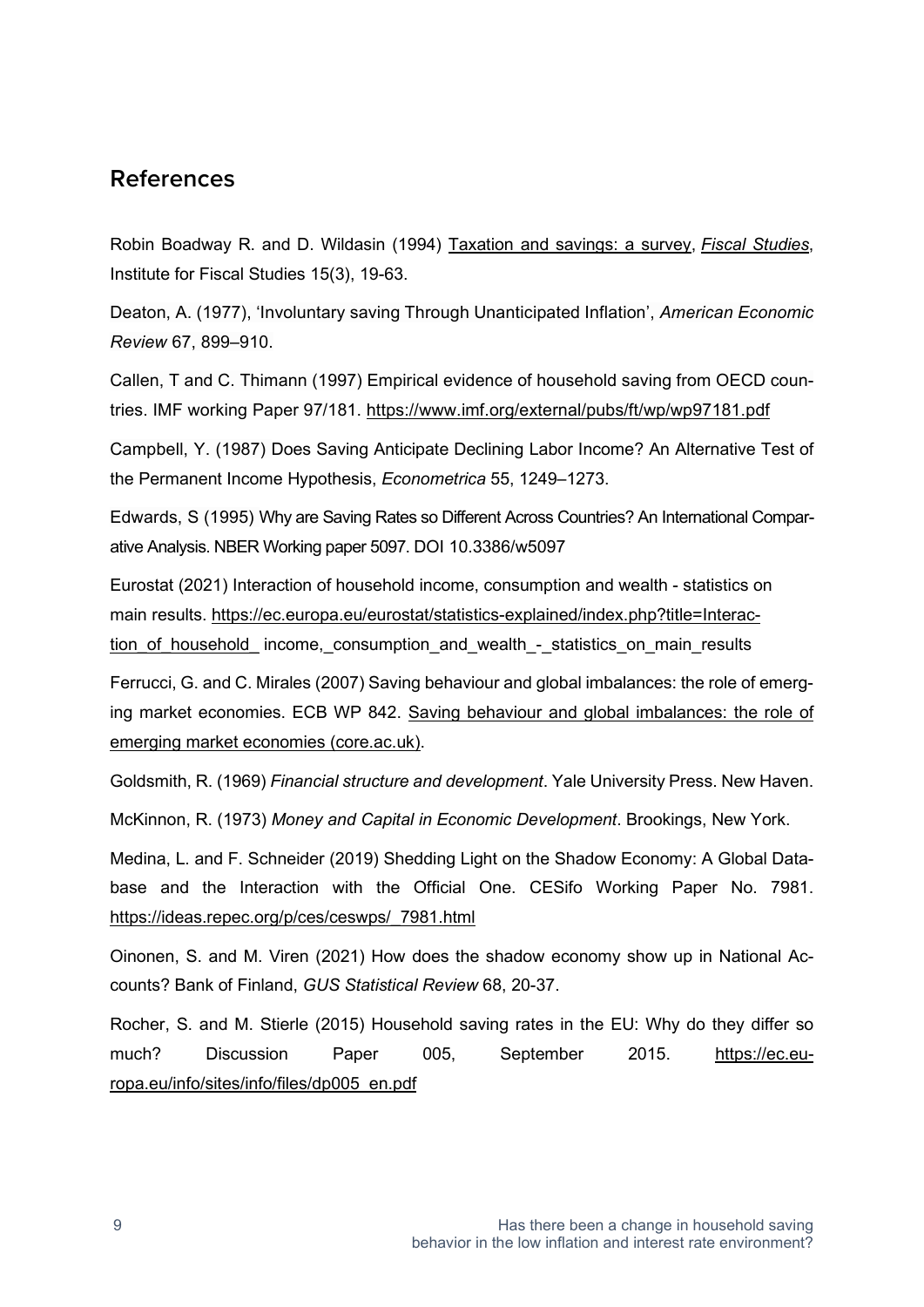## References

Robin Boadway R. and D. Wildasin (1994) Taxation and savings: a survey, *Fiscal Studies*, Institute for Fiscal Studies 15(3), 19-63.

Deaton, A. (1977), 'Involuntary saving Through Unanticipated Inflation', *American Economic Review* 67, 899–910.

Callen, T and C. Thimann (1997) Empirical evidence of household saving from OECD countries. IMF working Paper 97/181. https://www.imf.org/external/pubs/ft/wp/wp97181.pdf

Campbell, Y. (1987) Does Saving Anticipate Declining Labor Income? An Alternative Test of the Permanent Income Hypothesis, *Econometrica* 55, 1249–1273.

Edwards, S (1995) Why are Saving Rates so Different Across Countries? An International Comparative Analysis. NBER Working paper 5097. DOI 10.3386/w5097

Eurostat (2021) Interaction of household income, consumption and wealth - statistics on main results. https://ec.europa.eu/eurostat/statistics-explained/index.php?title=Interaction_of_household_ income,_consumption_and_wealth_-_statistics_on_main_results

Ferrucci, G. and C. Mirales (2007) Saving behaviour and global imbalances: the role of emerging market economies. ECB WP 842. Saving behaviour and global imbalances: the role of emerging market economies (core.ac.uk).

Goldsmith, R. (1969) *Financial structure and development*. Yale University Press. New Haven.

McKinnon, R. (1973) *Money and Capital in Economic Development*. Brookings, New York.

Medina, L. and F. Schneider (2019) Shedding Light on the Shadow Economy: A Global Database and the Interaction with the Official One. CESifo Working Paper No. 7981. https://ideas.repec.org/p/ces/ceswps/_7981.html

Oinonen, S. and M. Viren (2021) How does the shadow economy show up in National Accounts? Bank of Finland, *GUS Statistical Review* 68, 20-37.

Rocher, S. and M. Stierle (2015) Household saving rates in the EU: Why do they differ so much? Discussion Paper 005, September 2015. https://ec.europa.eu/info/sites/info/files/dp005_en.pdf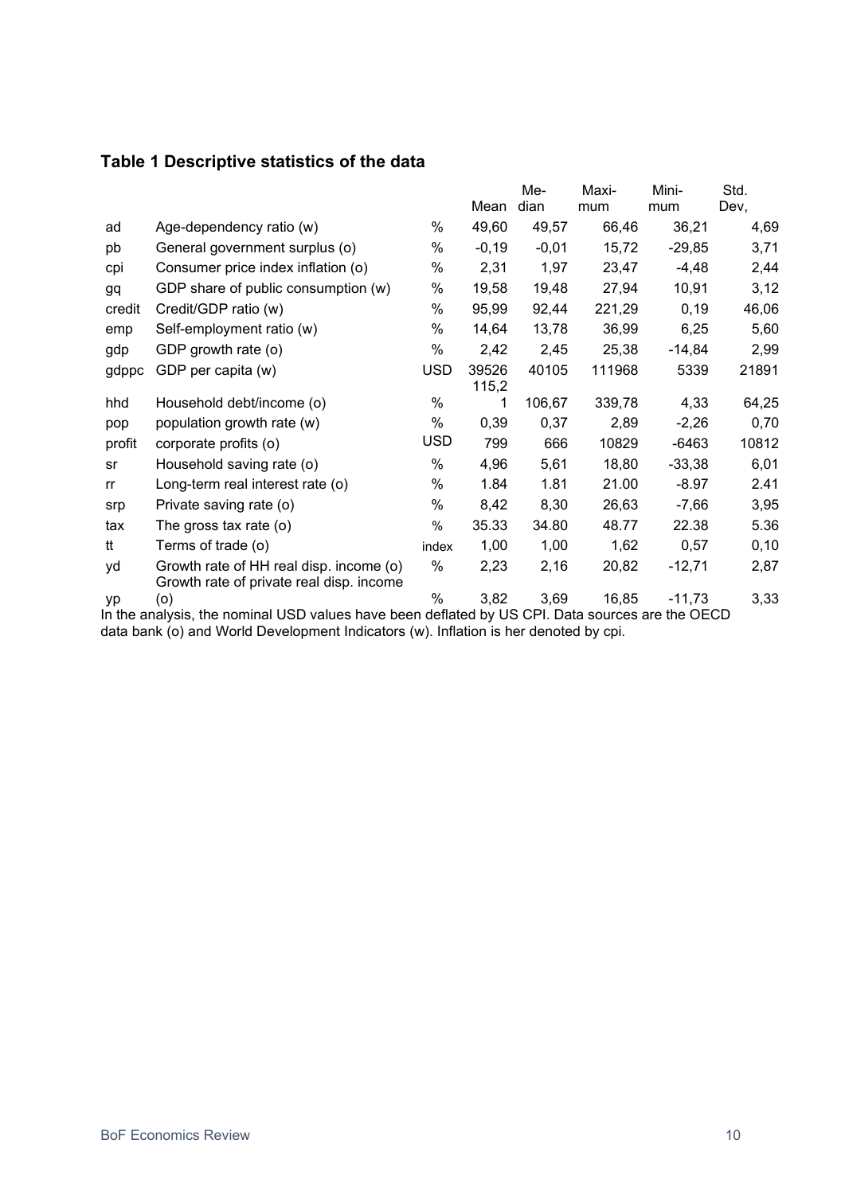### Table 1 Descriptive statistics of the data

| | | | Mean | Median | Maximum | Minimum | Std. Dev, |
|---|---|---|---|---|---|---|---|
| ad | Age-dependency ratio (w) | % | 49,60 | 49,57 | 66,46 | 36,21 | 4,69 |
| pb | General government surplus (o) | % | -0,19 | -0,01 | 15,72 | -29,85 | 3,71 |
| cpi | Consumer price index inflation (o) | % | 2,31 | 1,97 | 23,47 | -4,48 | 2,44 |
| gq | GDP share of public consumption (w) | % | 19,58 | 19,48 | 27,94 | 10,91 | 3,12 |
| credit | Credit/GDP ratio (w) | % | 95,99 | 92,44 | 221,29 | 0,19 | 46,06 |
| emp | Self-employment ratio (w) | % | 14,64 | 13,78 | 36,99 | 6,25 | 5,60 |
| gdp | GDP growth rate (o) | % | 2,42 | 2,45 | 25,38 | -14,84 | 2,99 |
| gdppc | GDP per capita (w) | USD | 39526 | 40105 | 111968 | 5339 | 21891 |
| hhd | Household debt/income (o) | % | 115,21 | 106,67 | 339,78 | 4,33 | 64,25 |
| pop | population growth rate (w) | % | 0,39 | 0,37 | 2,89 | -2,26 | 0,70 |
| profit | corporate profits (o) | USD | 799 | 666 | 10829 | -6463 | 10812 |
| sr | Household saving rate (o) | % | 4,96 | 5,61 | 18,80 | -33,38 | 6,01 |
| rr | Long-term real interest rate (o) | % | 1.84 | 1.81 | 21.00 | -8.97 | 2.41 |
| srp | Private saving rate (o) | % | 8,42 | 8,30 | 26,63 | -7,66 | 3,95 |
| tax | The gross tax rate (o) | % | 35.33 | 34.80 | 48.77 | 22.38 | 5.36 |
| tt | Terms of trade (o) | index | 1,00 | 1,00 | 1,62 | 0,57 | 0,10 |
| yd | Growth rate of HH real disp. income (o) | % | 2,23 | 2,16 | 20,82 | -12,71 | 2,87 |
| yp | Growth rate of private real disp. income (o) | % | 3,82 | 3,69 | 16,85 | -11,73 | 3,33 |

In the analysis, the nominal USD values have been deflated by US CPI. Data sources are the OECD data bank (o) and World Development Indicators (w). Inflation is her denoted by cpi.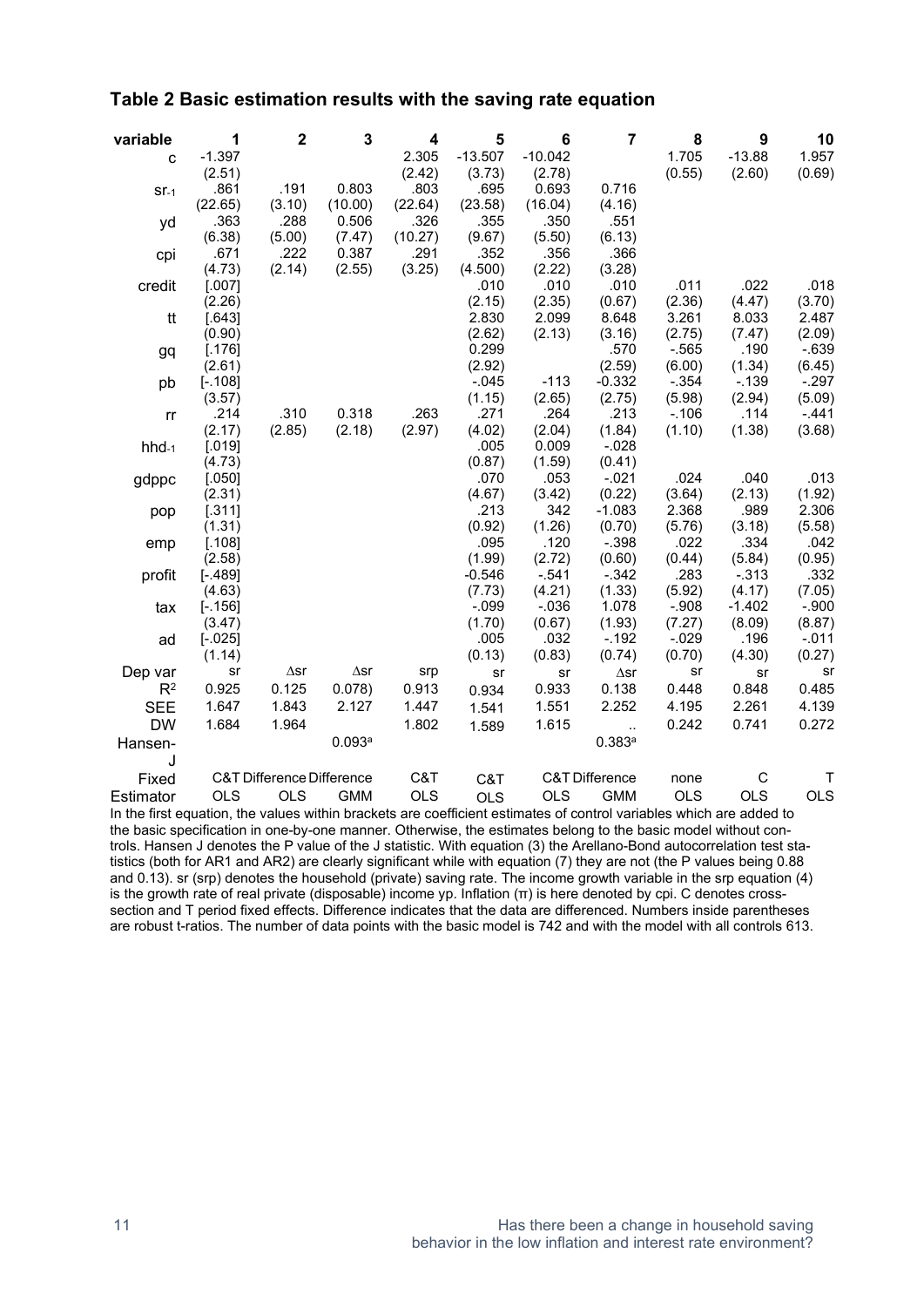## Table 2 Basic estimation results with the saving rate equation

| variable | 1 | 2 | 3 | 4 | 5 | 6 | 7 | 8 | 9 | 10 |
|---|---|---|---|---|---|---|---|---|---|---|
| c | -1.397 | | | 2.305 | -13.507 | -10.042 | | 1.705 | -13.88 | 1.957 |
| | (2.51) | | | (2.42) | (3.73) | (2.78) | | (0.55) | (2.60) | (0.69) |
| $sr_{-1}$ | .861 | .191 | 0.803 | .803 | .695 | 0.693 | 0.716 | | | |
| | (22.65) | (3.10) | (10.00) | (22.64) | (23.58) | (16.04) | (4.16) | | | |
| yd | .363 | .288 | 0.506 | .326 | .355 | .350 | .551 | | | |
| | (6.38) | (5.00) | (7.47) | (10.27) | (9.67) | (5.50) | (6.13) | | | |
| cpi | .671 | .222 | 0.387 | .291 | .352 | .356 | .366 | | | |
| | (4.73) | (2.14) | (2.55) | (3.25) | (4.500) | (2.22) | (3.28) | | | |
| credit | [.007] | | | | .010 | .010 | .010 | .011 | .022 | .018 |
| | (2.26) | | | | (2.15) | (2.35) | (0.67) | (2.36) | (4.47) | (3.70) |
| tt | [.643] | | | | 2.830 | 2.099 | 8.648 | 3.261 | 8.033 | 2.487 |
| | (0.90) | | | | (2.62) | (2.13) | (3.16) | (2.75) | (7.47) | (2.09) |
| gq | [.176] | | | | 0.299 | | .570 | -.565 | .190 | -.639 |
| | (2.61) | | | | (2.92) | | (2.59) | (6.00) | (1.34) | (6.45) |
| pb | [-.108] | | | | -.045 | -113 | -0.332 | -.354 | -.139 | -.297 |
| | (3.57) | | | | (1.15) | (2.65) | (2.75) | (5.98) | (2.94) | (5.09) |
| rr | .214 | .310 | 0.318 | .263 | .271 | .264 | .213 | -.106 | .114 | -.441 |
| | (2.17) | (2.85) | (2.18) | (2.97) | (4.02) | (2.04) | (1.84) | (1.10) | (1.38) | (3.68) |
| $hhd_{-1}$ | [.019] | | | | .005 | 0.009 | -.028 | | | |
| | (4.73) | | | | (0.87) | (1.59) | (0.41) | | | |
| gdppc | [.050] | | | | .070 | .053 | -.021 | .024 | .040 | .013 |
| | (2.31) | | | | (4.67) | (3.42) | (0.22) | (3.64) | (2.13) | (1.92) |
| pop | [.311] | | | | .213 | 342 | -1.083 | 2.368 | .989 | 2.306 |
| | (1.31) | | | | (0.92) | (1.26) | (0.70) | (5.76) | (3.18) | (5.58) |
| emp | [.108] | | | | .095 | .120 | -.398 | .022 | .334 | .042 |
| | (2.58) | | | | (1.99) | (2.72) | (0.60) | (0.44) | (5.84) | (0.95) |
| profit | [-.489] | | | | -0.546 | -.541 | -.342 | .283 | -.313 | .332 |
| | (4.63) | | | | (7.73) | (4.21) | (1.33) | (5.92) | (4.17) | (7.05) |
| tax | [-.156] | | | | -.099 | -.036 | 1.078 | -.908 | -1.402 | -.900 |
| | (3.47) | | | | (1.70) | (0.67) | (1.93) | (7.27) | (8.09) | (8.87) |
| ad | [-.025] | | | | .005 | .032 | -.192 | -.029 | .196 | -.011 |
| | (1.14) | | | | (0.13) | (0.83) | (0.74) | (0.70) | (4.30) | (0.27) |
| Dep var | sr | Δsr | Δsr | srp | sr | sr | Δsr | sr | sr | sr |
| $R^2$ | 0.925 | 0.125 | 0.078) | 0.913 | 0.934 | 0.933 | 0.138 | 0.448 | 0.848 | 0.485 |
| SEE | 1.647 | 1.843 | 2.127 | 1.447 | 1.541 | 1.551 | 2.252 | 4.195 | 2.261 | 4.139 |
| DW | 1.684 | 1.964 | | 1.802 | 1.589 | 1.615 | .. | 0.242 | 0.741 | 0.272 |
| Hansen-J | | | 0.093[a] | | | | 0.383[a] | | | |
| Fixed | C&T | Difference | Difference | C&T | C&T | C&T | Difference | none | C | T |
| Estimator | OLS | OLS | GMM | OLS | OLS | OLS | GMM | OLS | OLS | OLS |

In the first equation, the values within brackets are coefficient estimates of control variables which are added to the basic specification in one-by-one manner. Otherwise, the estimates belong to the basic model without controls. Hansen J denotes the P value of the J statistic. With equation (3) the Arellano-Bond autocorrelation test statistics (both for AR1 and AR2) are clearly significant while with equation (7) they are not (the P values being 0.88 and 0.13). sr (srp) denotes the household (private) saving rate. The income growth variable in the srp equation (4) is the growth rate of real private (disposable) income yp. Inflation (π) is here denoted by cpi. C denotes cross-section and T period fixed effects. Difference indicates that the data are differenced. Numbers inside parentheses are robust t-ratios. The number of data points with the basic model is 742 and with the model with all controls 613.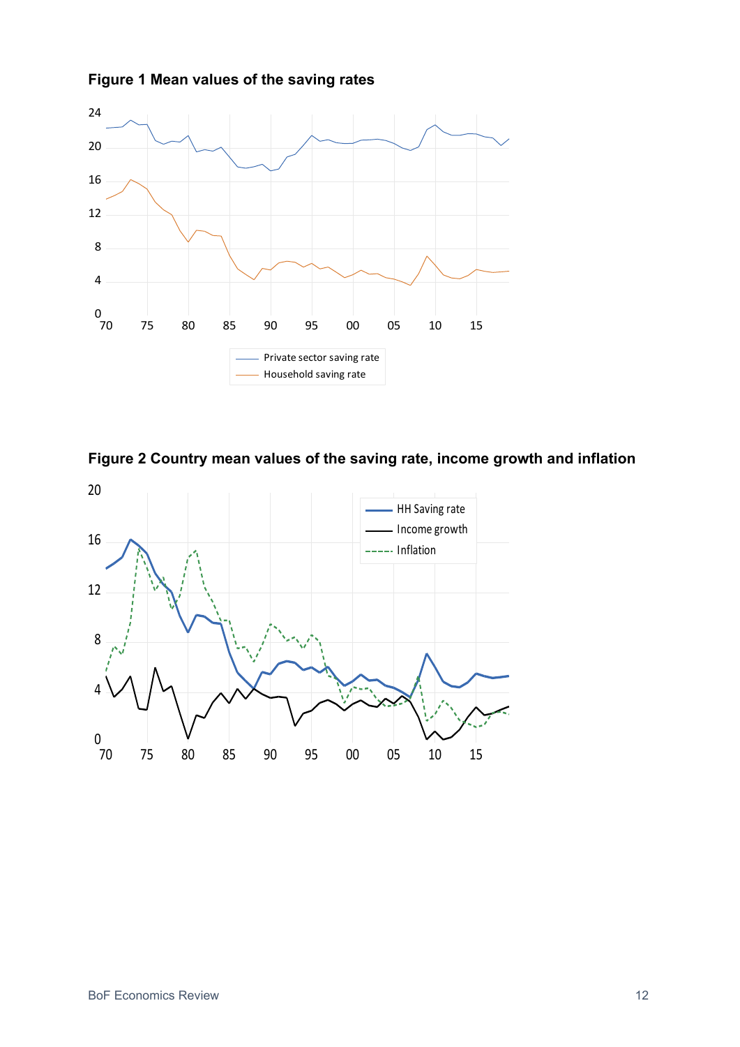**Figure 1 Mean values of the saving rates**

**Figure 2 Country mean values of the saving rate, income growth and inflation**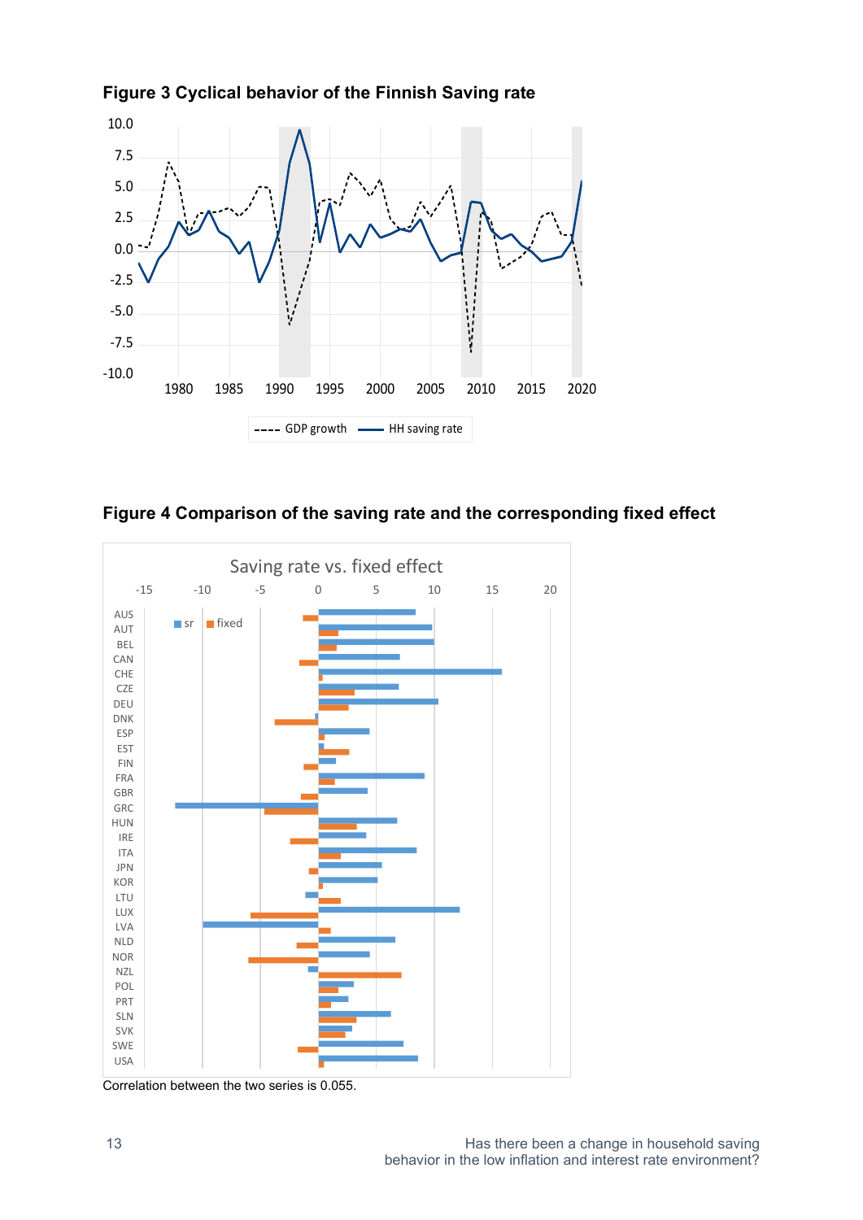**Figure 3 Cyclical behavior of the Finnish Saving rate**

**Figure 4 Comparison of the saving rate and the corresponding fixed effect**

Correlation between the two series is 0.055.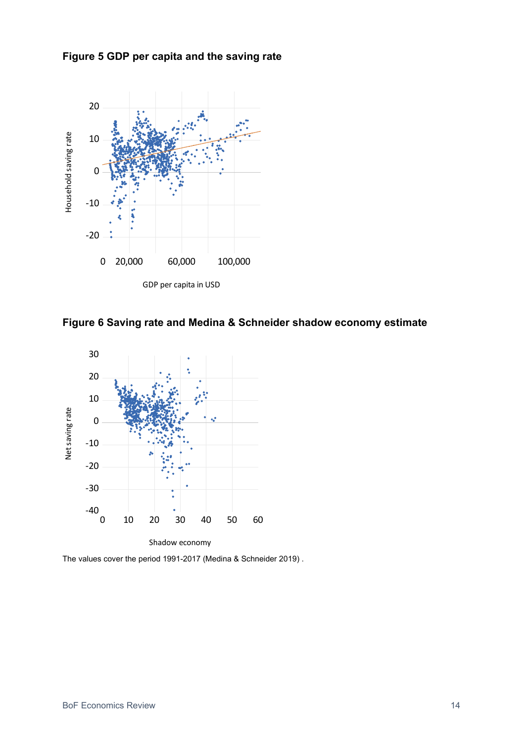**Figure 5 GDP per capita and the saving rate**

**Figure 6 Saving rate and Medina & Schneider shadow economy estimate**

The values cover the period 1991-2017 (Medina & Schneider 2019) .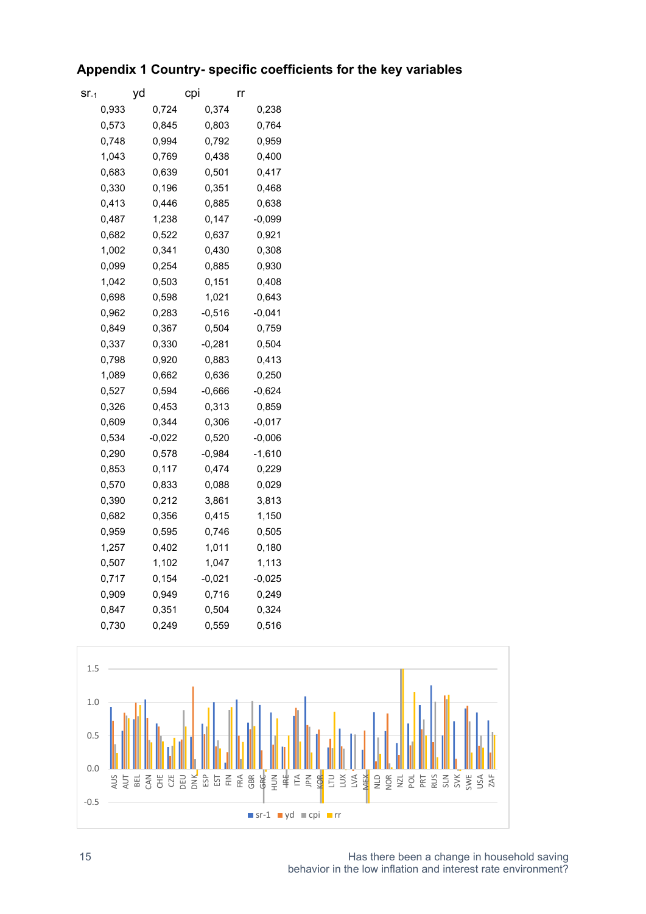## Appendix 1 Country- specific coefficients for the key variables

| $sr_{-1}$ | yd | cpi | rr |
|---|---|---|---|
| 0,933 | 0,724 | 0,374 | 0,238 |
| 0,573 | 0,845 | 0,803 | 0,764 |
| 0,748 | 0,994 | 0,792 | 0,959 |
| 1,043 | 0,769 | 0,438 | 0,400 |
| 0,683 | 0,639 | 0,501 | 0,417 |
| 0,330 | 0,196 | 0,351 | 0,468 |
| 0,413 | 0,446 | 0,885 | 0,638 |
| 0,487 | 1,238 | 0,147 | -0,099 |
| 0,682 | 0,522 | 0,637 | 0,921 |
| 1,002 | 0,341 | 0,430 | 0,308 |
| 0,099 | 0,254 | 0,885 | 0,930 |
| 1,042 | 0,503 | 0,151 | 0,408 |
| 0,698 | 0,598 | 1,021 | 0,643 |
| 0,962 | 0,283 | -0,516 | -0,041 |
| 0,849 | 0,367 | 0,504 | 0,759 |
| 0,337 | 0,330 | -0,281 | 0,504 |
| 0,798 | 0,920 | 0,883 | 0,413 |
| 1,089 | 0,662 | 0,636 | 0,250 |
| 0,527 | 0,594 | -0,666 | -0,624 |
| 0,326 | 0,453 | 0,313 | 0,859 |
| 0,609 | 0,344 | 0,306 | -0,017 |
| 0,534 | -0,022 | 0,520 | -0,006 |
| 0,290 | 0,578 | -0,984 | -1,610 |
| 0,853 | 0,117 | 0,474 | 0,229 |
| 0,570 | 0,833 | 0,088 | 0,029 |
| 0,390 | 0,212 | 3,861 | 3,813 |
| 0,682 | 0,356 | 0,415 | 1,150 |
| 0,959 | 0,595 | 0,746 | 0,505 |
| 1,257 | 0,402 | 1,011 | 0,180 |
| 0,507 | 1,102 | 1,047 | 1,113 |
| 0,717 | 0,154 | -0,021 | -0,025 |
| 0,909 | 0,949 | 0,716 | 0,249 |
| 0,847 | 0,351 | 0,504 | 0,324 |
| 0,730 | 0,249 | 0,559 | 0,516 |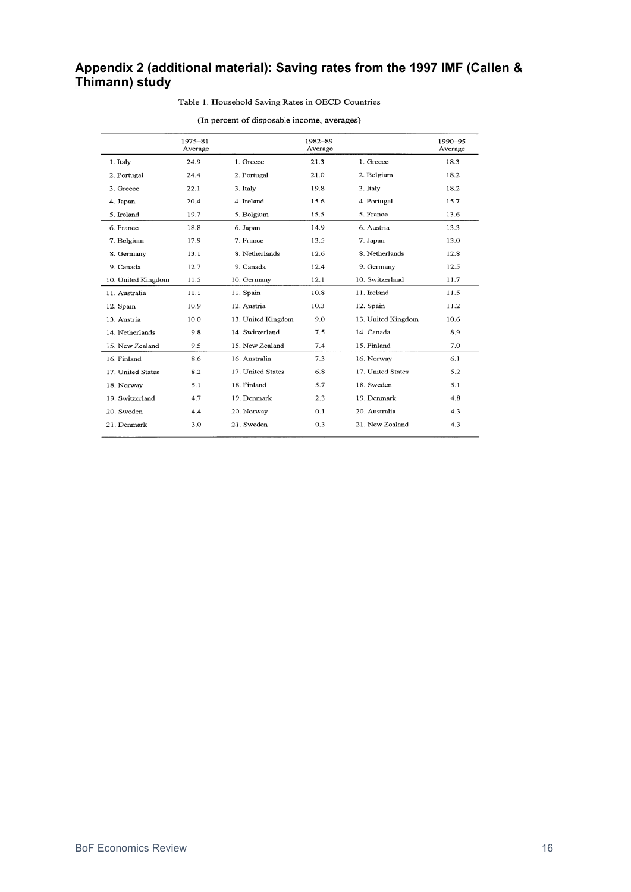## Appendix 2 (additional material): Saving rates from the 1997 IMF (Callen & Thimann) study

Table 1. Household Saving Rates in OECD Countries

(In percent of disposable income, averages)

| | 1975–81 Average | | 1982–89 Average | | 1990–95 Average |
|---|---|---|---|---|---|
| 1. Italy | 24.9 | 1. Greece | 21.3 | 1. Greece | 18.3 |
| 2. Portugal | 24.4 | 2. Portugal | 21.0 | 2. Belgium | 18.2 |
| 3. Greece | 22.1 | 3. Italy | 19.8 | 3. Italy | 18.2 |
| 4. Japan | 20.4 | 4. Ireland | 15.6 | 4. Portugal | 15.7 |
| 5. Ireland | 19.7 | 5. Belgium | 15.5 | 5. France | 13.6 |
| 6. France | 18.8 | 6. Japan | 14.9 | 6. Austria | 13.3 |
| 7. Belgium | 17.9 | 7. France | 13.5 | 7. Japan | 13.0 |
| 8. Germany | 13.1 | 8. Netherlands | 12.6 | 8. Netherlands | 12.8 |
| 9. Canada | 12.7 | 9. Canada | 12.4 | 9. Germany | 12.5 |
| 10. United Kingdom | 11.5 | 10. Germany | 12.1 | 10. Switzerland | 11.7 |
| 11. Australia | 11.1 | 11. Spain | 10.8 | 11. Ireland | 11.5 |
| 12. Spain | 10.9 | 12. Austria | 10.3 | 12. Spain | 11.2 |
| 13. Austria | 10.0 | 13. United Kingdom | 9.0 | 13. United Kingdom | 10.6 |
| 14. Netherlands | 9.8 | 14. Switzerland | 7.5 | 14. Canada | 8.9 |
| 15. New Zealand | 9.5 | 15. New Zealand | 7.4 | 15. Finland | 7.0 |
| 16. Finland | 8.6 | 16. Australia | 7.3 | 16. Norway | 6.1 |
| 17. United States | 8.2 | 17. United States | 6.8 | 17. United States | 5.2 |
| 18. Norway | 5.1 | 18. Finland | 5.7 | 18. Sweden | 5.1 |
| 19. Switzerland | 4.7 | 19. Denmark | 2.3 | 19. Denmark | 4.8 |
| 20. Sweden | 4.4 | 20. Norway | 0.1 | 20. Australia | 4.3 |
| 21. Denmark | 3.0 | 21. Sweden | -0.3 | 21. New Zealand | 4.3 |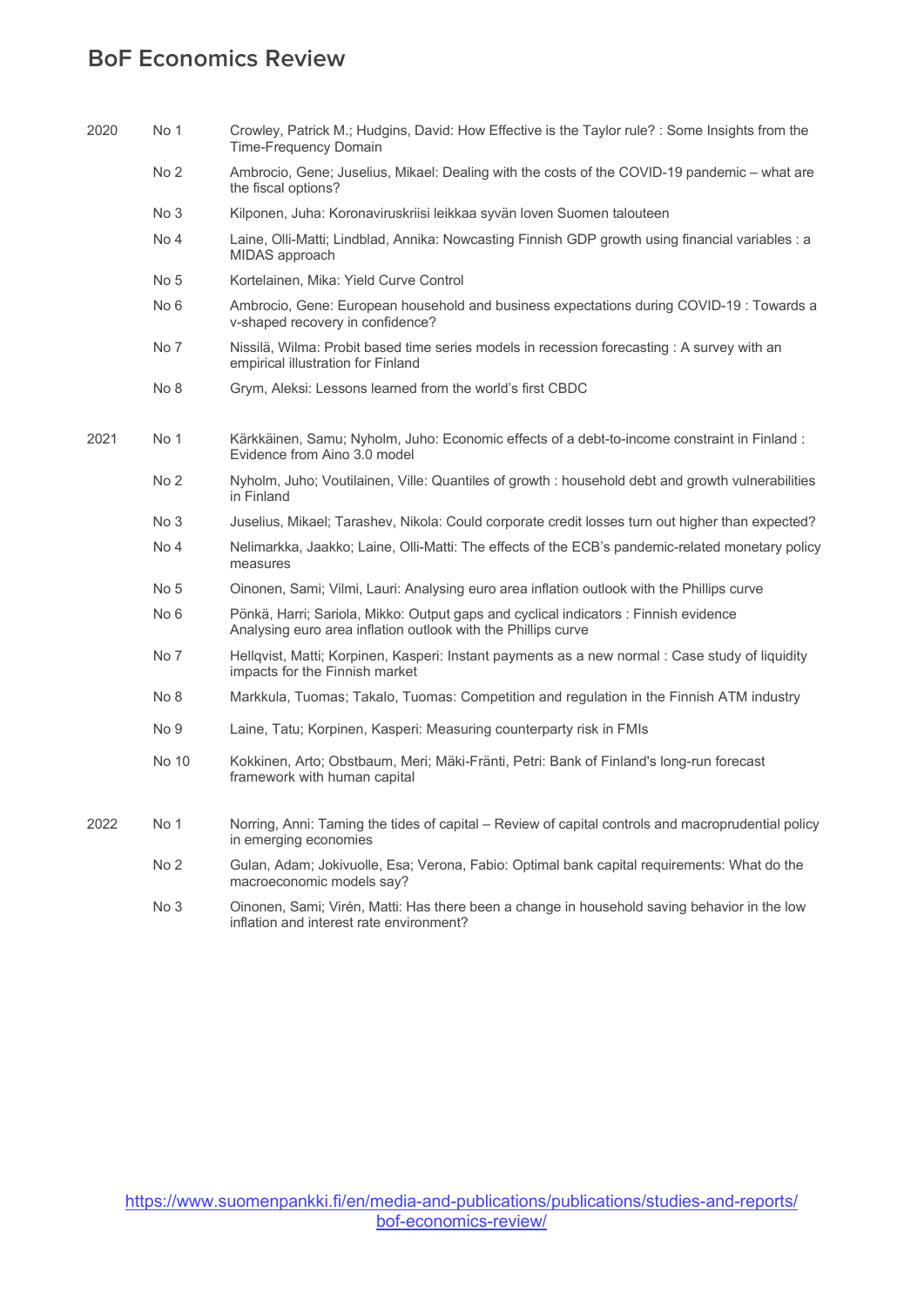# BoF Economics Review

| | | |
|---|---|---|
| 2020 | No 1 | Crowley, Patrick M.; Hudgins, David: How Effective is the Taylor rule? : Some Insights from the Time-Frequency Domain |
| | No 2 | Ambrocio, Gene; Juselius, Mikael: Dealing with the costs of the COVID-19 pandemic – what are the fiscal options? |
| | No 3 | Kilponen, Juha: Koronaviruskriisi leikkaa syvän loven Suomen talouteen |
| | No 4 | Laine, Olli-Matti; Lindblad, Annika: Nowcasting Finnish GDP growth using financial variables : a MIDAS approach |
| | No 5 | Kortelainen, Mika: Yield Curve Control |
| | No 6 | Ambrocio, Gene: European household and business expectations during COVID-19 : Towards a v-shaped recovery in confidence? |
| | No 7 | Nissilä, Wilma: Probit based time series models in recession forecasting : A survey with an empirical illustration for Finland |
| | No 8 | Grym, Aleksi: Lessons learned from the world's first CBDC |
| 2021 | No 1 | Kärkkäinen, Samu; Nyholm, Juho: Economic effects of a debt-to-income constraint in Finland : Evidence from Aino 3.0 model |
| | No 2 | Nyholm, Juho; Voutilainen, Ville: Quantiles of growth : household debt and growth vulnerabilities in Finland |
| | No 3 | Juselius, Mikael; Tarashev, Nikola: Could corporate credit losses turn out higher than expected? |
| | No 4 | Nelimarkka, Jaakko; Laine, Olli-Matti: The effects of the ECB's pandemic-related monetary policy measures |
| | No 5 | Oinonen, Sami; Vilmi, Lauri: Analysing euro area inflation outlook with the Phillips curve |
| | No 6 | Pönkä, Harri; Sariola, Mikko: Output gaps and cyclical indicators : Finnish evidence Analysing euro area inflation outlook with the Phillips curve |
| | No 7 | Hellqvist, Matti; Korpinen, Kasperi: Instant payments as a new normal : Case study of liquidity impacts for the Finnish market |
| | No 8 | Markkula, Tuomas; Takalo, Tuomas: Competition and regulation in the Finnish ATM industry |
| | No 9 | Laine, Tatu; Korpinen, Kasperi: Measuring counterparty risk in FMIs |
| | No 10 | Kokkinen, Arto; Obstbaum, Meri; Mäki-Fränti, Petri: Bank of Finland's long-run forecast framework with human capital |
| 2022 | No 1 | Norring, Anni: Taming the tides of capital – Review of capital controls and macroprudential policy in emerging economies |
| | No 2 | Gulan, Adam; Jokivuolle, Esa; Verona, Fabio: Optimal bank capital requirements: What do the macroeconomic models say? |
| | No 3 | Oinonen, Sami; Virén, Matti: Has there been a change in household saving behavior in the low inflation and interest rate environment? |

https://www.suomenpankki.fi/en/media-and-publications/publications/studies-and-reports/bof-economics-review/